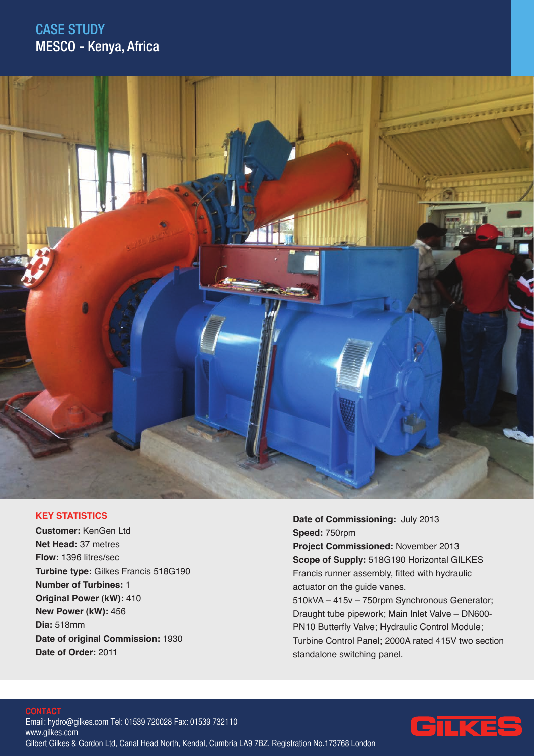# CASE STUDY
## MESCO - Kenya, Africa

### KEY STATISTICS

**Customer:** KenGen Ltd
**Net Head:** 37 metres
**Flow:** 1396 litres/sec
**Turbine type:** Gilkes Francis 518G190
**Number of Turbines:** 1
**Original Power (kW):** 410
**New Power (kW):** 456
**Dia:** 518mm
**Date of original Commission:** 1930
**Date of Order:** 2011
**Date of Commissioning:** July 2013
**Speed:** 750rpm
**Project Commissioned:** November 2013
**Scope of Supply:** 518G190 Horizontal GILKES Francis runner assembly, fitted with hydraulic actuator on the guide vanes.
510kVA – 415v – 750rpm Synchronous Generator; Draught tube pipework; Main Inlet Valve – DN600-PN10 Butterfly Valve; Hydraulic Control Module; Turbine Control Panel; 2000A rated 415V two section standalone switching panel.

### CONTACT

Email: hydro@gilkes.com Tel: 01539 720028 Fax: 01539 732110
www.gilkes.com
Gilbert Gilkes & Gordon Ltd, Canal Head North, Kendal, Cumbria LA9 7BZ. Registration No.173768 London

GILKES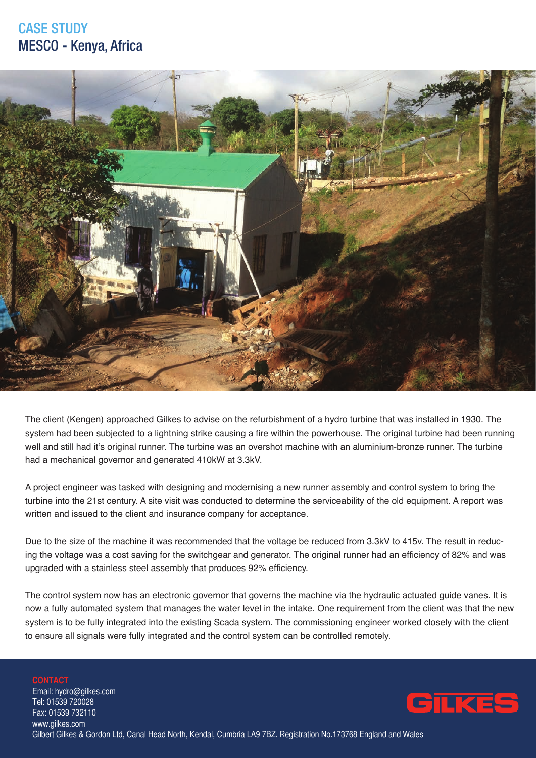# CASE STUDY
## MESCO - Kenya, Africa

The client (Kengen) approached Gilkes to advise on the refurbishment of a hydro turbine that was installed in 1930. The system had been subjected to a lightning strike causing a fire within the powerhouse. The original turbine had been running well and still had it's original runner. The turbine was an overshot machine with an aluminium-bronze runner. The turbine had a mechanical governor and generated 410kW at 3.3kV.

A project engineer was tasked with designing and modernising a new runner assembly and control system to bring the turbine into the 21st century. A site visit was conducted to determine the serviceability of the old equipment. A report was written and issued to the client and insurance company for acceptance.

Due to the size of the machine it was recommended that the voltage be reduced from 3.3kV to 415v. The result in reducing the voltage was a cost saving for the switchgear and generator. The original runner had an efficiency of 82% and was upgraded with a stainless steel assembly that produces 92% efficiency.

The control system now has an electronic governor that governs the machine via the hydraulic actuated guide vanes. It is now a fully automated system that manages the water level in the intake. One requirement from the client was that the new system is to be fully integrated into the existing Scada system. The commissioning engineer worked closely with the client to ensure all signals were fully integrated and the control system can be controlled remotely.

**CONTACT**

Email: hydro@gilkes.com
Tel: 01539 720028
Fax: 01539 732110
www.gilkes.com
Gilbert Gilkes & Gordon Ltd, Canal Head North, Kendal, Cumbria LA9 7BZ. Registration No.173768 England and Wales

GILKES